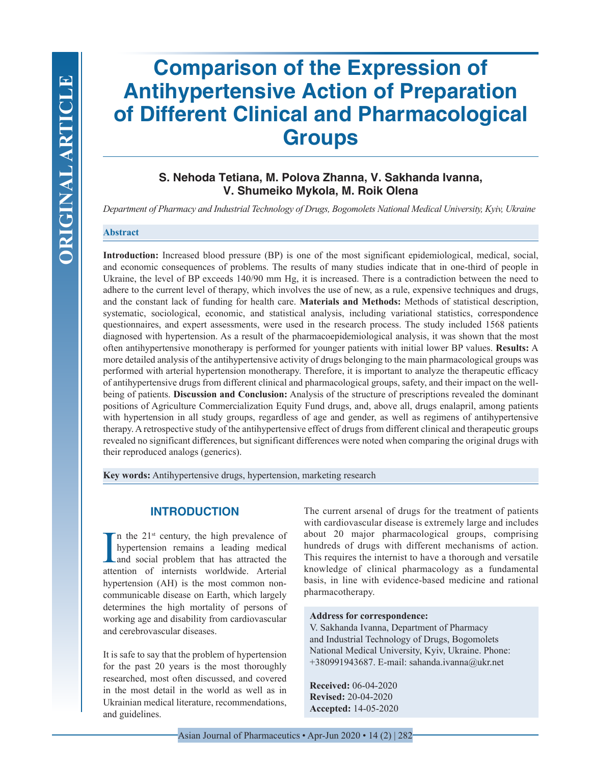ORIGINAL ARTICLE

# Comparison of the Expression of Antihypertensive Action of Preparation of Different Clinical and Pharmacological Groups

**S. Nehoda Tetiana, M. Polova Zhanna, V. Sakhanda Ivanna, V. Shumeiko Mykola, M. Roik Olena**

*Department of Pharmacy and Industrial Technology of Drugs, Bogomolets National Medical University, Kyiv, Ukraine*

## Abstract

**Introduction:** Increased blood pressure (BP) is one of the most significant epidemiological, medical, social, and economic consequences of problems. The results of many studies indicate that in one-third of people in Ukraine, the level of BP exceeds 140/90 mm Hg, it is increased. There is a contradiction between the need to adhere to the current level of therapy, which involves the use of new, as a rule, expensive techniques and drugs, and the constant lack of funding for health care. **Materials and Methods:** Methods of statistical description, systematic, sociological, economic, and statistical analysis, including variational statistics, correspondence questionnaires, and expert assessments, were used in the research process. The study included 1568 patients diagnosed with hypertension. As a result of the pharmacoepidemiological analysis, it was shown that the most often antihypertensive monotherapy is performed for younger patients with initial lower BP values. **Results:** A more detailed analysis of the antihypertensive activity of drugs belonging to the main pharmacological groups was performed with arterial hypertension monotherapy. Therefore, it is important to analyze the therapeutic efficacy of antihypertensive drugs from different clinical and pharmacological groups, safety, and their impact on the well-being of patients. **Discussion and Conclusion:** Analysis of the structure of prescriptions revealed the dominant positions of Agriculture Commercialization Equity Fund drugs, and, above all, drugs enalapril, among patients with hypertension in all study groups, regardless of age and gender, as well as regimens of antihypertensive therapy. A retrospective study of the antihypertensive effect of drugs from different clinical and therapeutic groups revealed no significant differences, but significant differences were noted when comparing the original drugs with their reproduced analogs (generics).

**Key words:** Antihypertensive drugs, hypertension, marketing research

## INTRODUCTION

In the 21st century, the high prevalence of hypertension remains a leading medical and social problem that has attracted the attention of internists worldwide. Arterial hypertension (AH) is the most common non-communicable disease on Earth, which largely determines the high mortality of persons of working age and disability from cardiovascular and cerebrovascular diseases.

It is safe to say that the problem of hypertension for the past 20 years is the most thoroughly researched, most often discussed, and covered in the most detail in the world as well as in Ukrainian medical literature, recommendations, and guidelines.

The current arsenal of drugs for the treatment of patients with cardiovascular disease is extremely large and includes about 20 major pharmacological groups, comprising hundreds of drugs with different mechanisms of action. This requires the internist to have a thorough and versatile knowledge of clinical pharmacology as a fundamental basis, in line with evidence-based medicine and rational pharmacotherapy.

**Address for correspondence:**
V. Sakhanda Ivanna, Department of Pharmacy and Industrial Technology of Drugs, Bogomolets National Medical University, Kyiv, Ukraine. Phone: +380991943687. E-mail: sahanda.ivanna@ukr.net

**Received:** 06-04-2020
**Revised:** 20-04-2020
**Accepted:** 14-05-2020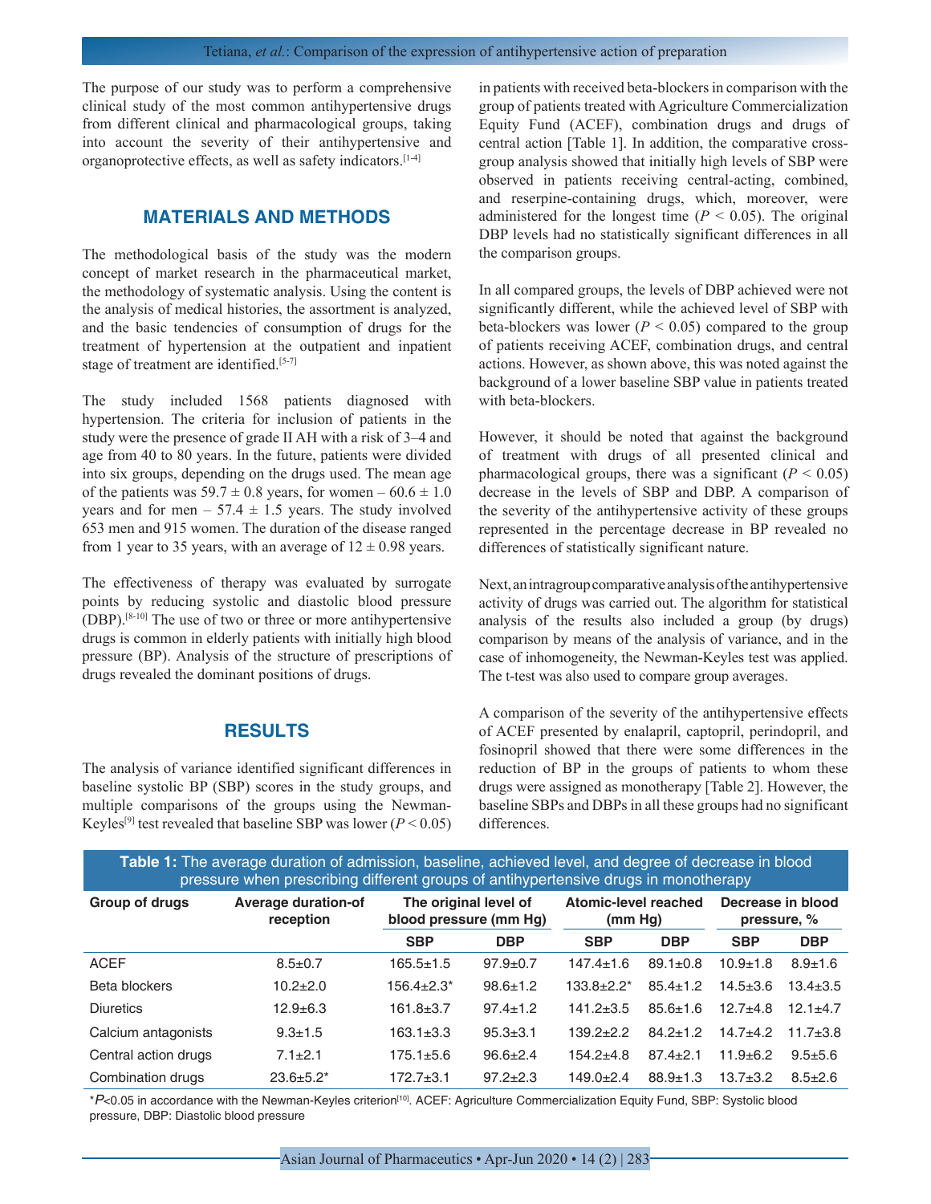The purpose of our study was to perform a comprehensive clinical study of the most common antihypertensive drugs from different clinical and pharmacological groups, taking into account the severity of their antihypertensive and organoprotective effects, as well as safety indicators.[1-4]

## MATERIALS AND METHODS

The methodological basis of the study was the modern concept of market research in the pharmaceutical market, the methodology of systematic analysis. Using the content is the analysis of medical histories, the assortment is analyzed, and the basic tendencies of consumption of drugs for the treatment of hypertension at the outpatient and inpatient stage of treatment are identified.[5-7]

The study included 1568 patients diagnosed with hypertension. The criteria for inclusion of patients in the study were the presence of grade II AH with a risk of 3–4 and age from 40 to 80 years. In the future, patients were divided into six groups, depending on the drugs used. The mean age of the patients was 59.7 ± 0.8 years, for women – 60.6 ± 1.0 years and for men – 57.4 ± 1.5 years. The study involved 653 men and 915 women. The duration of the disease ranged from 1 year to 35 years, with an average of 12 ± 0.98 years.

The effectiveness of therapy was evaluated by surrogate points by reducing systolic and diastolic blood pressure (DBP).[8-10] The use of two or three or more antihypertensive drugs is common in elderly patients with initially high blood pressure (BP). Analysis of the structure of prescriptions of drugs revealed the dominant positions of drugs.

## RESULTS

The analysis of variance identified significant differences in baseline systolic BP (SBP) scores in the study groups, and multiple comparisons of the groups using the Newman-Keyles[9] test revealed that baseline SBP was lower ($P < 0.05$) in patients with received beta-blockers in comparison with the group of patients treated with Agriculture Commercialization Equity Fund (ACEF), combination drugs and drugs of central action [Table 1]. In addition, the comparative cross-group analysis showed that initially high levels of SBP were observed in patients receiving central-acting, combined, and reserpine-containing drugs, which, moreover, were administered for the longest time ($P < 0.05$). The original DBP levels had no statistically significant differences in all the comparison groups.

In all compared groups, the levels of DBP achieved were not significantly different, while the achieved level of SBP with beta-blockers was lower ($P < 0.05$) compared to the group of patients receiving ACEF, combination drugs, and central actions. However, as shown above, this was noted against the background of a lower baseline SBP value in patients treated with beta-blockers.

However, it should be noted that against the background of treatment with drugs of all presented clinical and pharmacological groups, there was a significant ($P < 0.05$) decrease in the levels of SBP and DBP. A comparison of the severity of the antihypertensive activity of these groups represented in the percentage decrease in BP revealed no differences of statistically significant nature.

Next, an intragroup comparative analysis of the antihypertensive activity of drugs was carried out. The algorithm for statistical analysis of the results also included a group (by drugs) comparison by means of the analysis of variance, and in the case of inhomogeneity, the Newman-Keyles test was applied. The t-test was also used to compare group averages.

A comparison of the severity of the antihypertensive effects of ACEF presented by enalapril, captopril, perindopril, and fosinopril showed that there were some differences in the reduction of BP in the groups of patients to whom these drugs were assigned as monotherapy [Table 2]. However, the baseline SBPs and DBPs in all these groups had no significant differences.

**Table 1:** The average duration of admission, baseline, achieved level, and degree of decrease in blood pressure when prescribing different groups of antihypertensive drugs in monotherapy

| Group of drugs | Average duration-of reception | The original level of blood pressure (mm Hg) | | Atomic-level reached (mm Hg) | | Decrease in blood pressure, % | |
|---|---|---|---|---|---|---|---|
| | | SBP | DBP | SBP | DBP | SBP | DBP |
| ACEF | 8.5±0.7 | 165.5±1.5 | 97.9±0.7 | 147.4±1.6 | 89.1±0.8 | 10.9±1.8 | 8.9±1.6 |
| Beta blockers | 10.2±2.0 | 156.4±2.3* | 98.6±1.2 | 133.8±2.2* | 85.4±1.2 | 14.5±3.6 | 13.4±3.5 |
| Diuretics | 12.9±6.3 | 161.8±3.7 | 97.4±1.2 | 141.2±3.5 | 85.6±1.6 | 12.7±4.8 | 12.1±4.7 |
| Calcium antagonists | 9.3±1.5 | 163.1±3.3 | 95.3±3.1 | 139.2±2.2 | 84.2±1.2 | 14.7±4.2 | 11.7±3.8 |
| Central action drugs | 7.1±2.1 | 175.1±5.6 | 96.6±2.4 | 154.2±4.8 | 87.4±2.1 | 11.9±6.2 | 9.5±5.6 |
| Combination drugs | 23.6±5.2* | 172.7±3.1 | 97.2±2.3 | 149.0±2.4 | 88.9±1.3 | 13.7±3.2 | 8.5±2.6 |

*$P<0.05$ in accordance with the Newman-Keyles criterion[10]. ACEF: Agriculture Commercialization Equity Fund, SBP: Systolic blood pressure, DBP: Diastolic blood pressure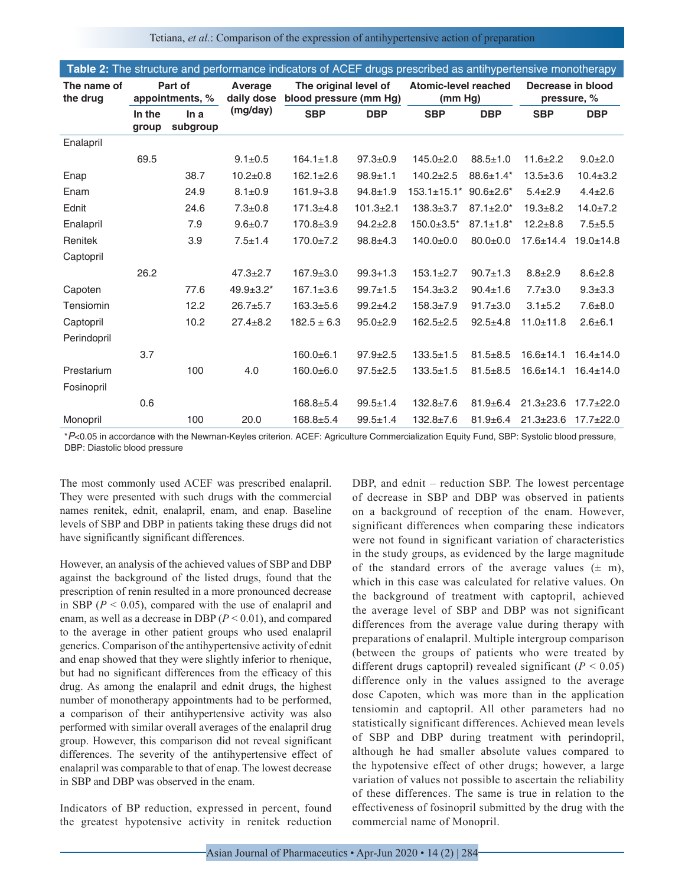**Table 2:** The structure and performance indicators of ACEF drugs prescribed as antihypertensive monotherapy

| The name of the drug | Part of appointments, % | | Average daily dose (mg/day) | The original level of blood pressure (mm Hg) | | Atomic-level reached (mm Hg) | | Decrease in blood pressure, % | |
|---|---|---|---|---|---|---|---|---|---|
| | In the group | In a subgroup | | SBP | DBP | SBP | DBP | SBP | DBP |
| Enalapril | | | | | | | | | |
| | 69.5 | | 9.1±0.5 | 164.1±1.8 | 97.3±0.9 | 145.0±2.0 | 88.5±1.0 | 11.6±2.2 | 9.0±2.0 |
| Enap | | 38.7 | 10.2±0.8 | 162.1±2.6 | 98.9±1.1 | 140.2±2.5 | 88.6±1.4* | 13.5±3.6 | 10.4±3.2 |
| Enam | | 24.9 | 8.1±0.9 | 161.9±3.8 | 94.8±1.9 | 153.1±15.1* | 90.6±2.6* | 5.4±2.9 | 4.4±2.6 |
| Ednit | | 24.6 | 7.3±0.8 | 171.3±4.8 | 101.3±2.1 | 138.3±3.7 | 87.1±2.0* | 19.3±8.2 | 14.0±7.2 |
| Enalapril | | 7.9 | 9.6±0.7 | 170.8±3.9 | 94.2±2.8 | 150.0±3.5* | 87.1±1.8* | 12.2±8.8 | 7.5±5.5 |
| Renitek | | 3.9 | 7.5±1.4 | 170.0±7.2 | 98.8±4.3 | 140.0±0.0 | 80.0±0.0 | 17.6±14.4 | 19.0±14.8 |
| Captopril | | | | | | | | | |
| | 26.2 | | 47.3±2.7 | 167.9±3.0 | 99.3+1.3 | 153.1±2.7 | 90.7±1.3 | 8.8±2.9 | 8.6±2.8 |
| Capoten | | 77.6 | 49.9±3.2* | 167.1±3.6 | 99.7±1.5 | 154.3±3.2 | 90.4±1.6 | 7.7±3.0 | 9.3±3.3 |
| Tensiomin | | 12.2 | 26.7±5.7 | 163.3±5.6 | 99.2±4.2 | 158.3±7.9 | 91.7±3.0 | 3.1±5.2 | 7.6±8.0 |
| Captopril | | 10.2 | 27.4±8.2 | 182.5 ± 6.3 | 95.0±2.9 | 162.5±2.5 | 92.5±4.8 | 11.0±11.8 | 2.6±6.1 |
| Perindopril | | | | | | | | | |
| | 3.7 | | | 160.0±6.1 | 97.9±2.5 | 133.5±1.5 | 81.5±8.5 | 16.6±14.1 | 16.4±14.0 |
| Prestarium | | 100 | 4.0 | 160.0±6.0 | 97.5±2.5 | 133.5±1.5 | 81.5±8.5 | 16.6±14.1 | 16.4±14.0 |
| Fosinopril | | | | | | | | | |
| | 0.6 | | | 168.8±5.4 | 99.5±1.4 | 132.8±7.6 | 81.9±6.4 | 21.3±23.6 | 17.7±22.0 |
| Monopril | | 100 | 20.0 | 168.8±5.4 | 99.5±1.4 | 132.8±7.6 | 81.9±6.4 | 21.3±23.6 | 17.7±22.0 |

*$P<0.05$ in accordance with the Newman-Keyles criterion. ACEF: Agriculture Commercialization Equity Fund, SBP: Systolic blood pressure, DBP: Diastolic blood pressure

The most commonly used ACEF was prescribed enalapril. They were presented with such drugs with the commercial names renitek, ednit, enalapril, enam, and enap. Baseline levels of SBP and DBP in patients taking these drugs did not have significantly significant differences.

However, an analysis of the achieved values of SBP and DBP against the background of the listed drugs, found that the prescription of renin resulted in a more pronounced decrease in SBP ($P < 0.05$), compared with the use of enalapril and enam, as well as a decrease in DBP ($P < 0.01$), and compared to the average in other patient groups who used enalapril generics. Comparison of the antihypertensive activity of ednit and enap showed that they were slightly inferior to rhenique, but had no significant differences from the efficacy of this drug. As among the enalapril and ednit drugs, the highest number of monotherapy appointments had to be performed, a comparison of their antihypertensive activity was also performed with similar overall averages of the enalapril drug group. However, this comparison did not reveal significant differences. The severity of the antihypertensive effect of enalapril was comparable to that of enap. The lowest decrease in SBP and DBP was observed in the enam.

Indicators of BP reduction, expressed in percent, found the greatest hypotensive activity in renitek reduction DBP, and ednit – reduction SBP. The lowest percentage of decrease in SBP and DBP was observed in patients on a background of reception of the enam. However, significant differences when comparing these indicators were not found in significant variation of characteristics in the study groups, as evidenced by the large magnitude of the standard errors of the average values (± m), which in this case was calculated for relative values. On the background of treatment with captopril, achieved the average level of SBP and DBP was not significant differences from the average value during therapy with preparations of enalapril. Multiple intergroup comparison (between the groups of patients who were treated by different drugs captopril) revealed significant ($P < 0.05$) difference only in the values assigned to the average dose Capoten, which was more than in the application tensiomin and captopril. All other parameters had no statistically significant differences. Achieved mean levels of SBP and DBP during treatment with perindopril, although he had smaller absolute values compared to the hypotensive effect of other drugs; however, a large variation of values not possible to ascertain the reliability of these differences. The same is true in relation to the effectiveness of fosinopril submitted by the drug with the commercial name of Monopril.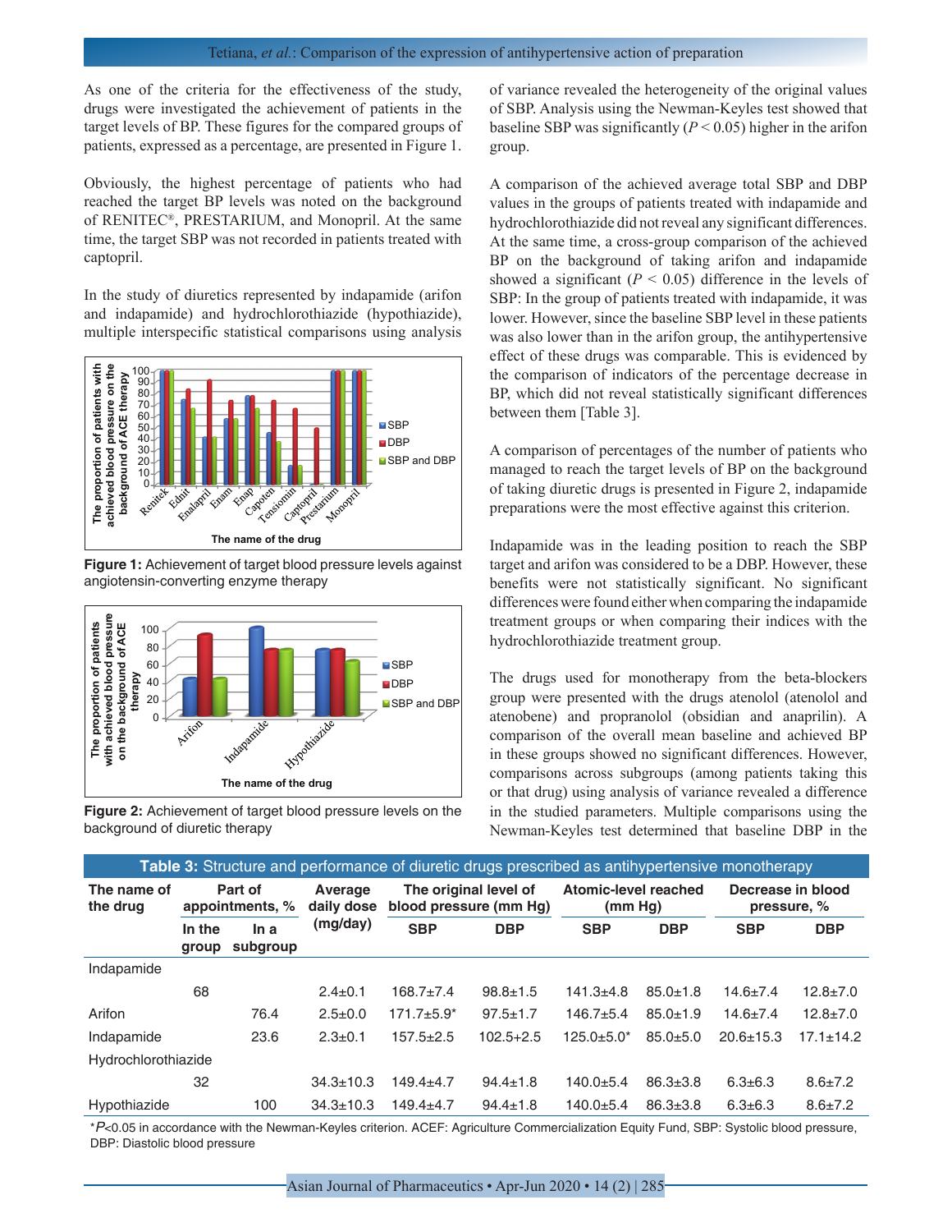As one of the criteria for the effectiveness of the study, drugs were investigated the achievement of patients in the target levels of BP. These figures for the compared groups of patients, expressed as a percentage, are presented in Figure 1.

Obviously, the highest percentage of patients who had reached the target BP levels was noted on the background of RENITEC®, PRESTARIUM, and Monopril. At the same time, the target SBP was not recorded in patients treated with captopril.

In the study of diuretics represented by indapamide (arifon and indapamide) and hydrochlorothiazide (hypothiazide), multiple interspecific statistical comparisons using analysis of variance revealed the heterogeneity of the original values of SBP. Analysis using the Newman-Keyles test showed that baseline SBP was significantly ($P < 0.05$) higher in the arifon group.

**Figure 1:** Achievement of target blood pressure levels against angiotensin-converting enzyme therapy

**Figure 2:** Achievement of target blood pressure levels on the background of diuretic therapy

A comparison of the achieved average total SBP and DBP values in the groups of patients treated with indapamide and hydrochlorothiazide did not reveal any significant differences. At the same time, a cross-group comparison of the achieved BP on the background of taking arifon and indapamide showed a significant ($P < 0.05$) difference in the levels of SBP: In the group of patients treated with indapamide, it was lower. However, since the baseline SBP level in these patients was also lower than in the arifon group, the antihypertensive effect of these drugs was comparable. This is evidenced by the comparison of indicators of the percentage decrease in BP, which did not reveal statistically significant differences between them [Table 3].

A comparison of percentages of the number of patients who managed to reach the target levels of BP on the background of taking diuretic drugs is presented in Figure 2, indapamide preparations were the most effective against this criterion.

Indapamide was in the leading position to reach the SBP target and arifon was considered to be a DBP. However, these benefits were not statistically significant. No significant differences were found either when comparing the indapamide treatment groups or when comparing their indices with the hydrochlorothiazide treatment group.

The drugs used for monotherapy from the beta-blockers group were presented with the drugs atenolol (atenolol and atenobene) and propranolol (obsidian and anaprilin). A comparison of the overall mean baseline and achieved BP in these groups showed no significant differences. However, comparisons across subgroups (among patients taking this or that drug) using analysis of variance revealed a difference in the studied parameters. Multiple comparisons using the Newman-Keyles test determined that baseline DBP in the

**Table 3:** Structure and performance of diuretic drugs prescribed as antihypertensive monotherapy

| The name of the drug | Part of appointments, % | | Average daily dose (mg/day) | The original level of blood pressure (mm Hg) | | Atomic-level reached (mm Hg) | | Decrease in blood pressure, % | |
|---|---|---|---|---|---|---|---|---|---|
| | In the group | In a subgroup | | SBP | DBP | SBP | DBP | SBP | DBP |
| Indapamide | | | | | | | | | |
| | 68 | | 2.4±0.1 | 168.7±7.4 | 98.8±1.5 | 141.3±4.8 | 85.0±1.8 | 14.6±7.4 | 12.8±7.0 |
| Arifon | | 76.4 | 2.5±0.0 | 171.7±5.9* | 97.5±1.7 | 146.7±5.4 | 85.0±1.9 | 14.6±7.4 | 12.8±7.0 |
| Indapamide | | 23.6 | 2.3±0.1 | 157.5±2.5 | 102.5+2.5 | 125.0±5.0* | 85.0±5.0 | 20.6±15.3 | 17.1±14.2 |
| Hydrochlorothiazide | | | | | | | | | |
| | 32 | | 34.3±10.3 | 149.4±4.7 | 94.4±1.8 | 140.0±5.4 | 86.3±3.8 | 6.3±6.3 | 8.6±7.2 |
| Hypothiazide | | 100 | 34.3±10.3 | 149.4±4.7 | 94.4±1.8 | 140.0±5.4 | 86.3±3.8 | 6.3±6.3 | 8.6±7.2 |

*$P$<0.05 in accordance with the Newman-Keyles criterion. ACEF: Agriculture Commercialization Equity Fund, SBP: Systolic blood pressure, DBP: Diastolic blood pressure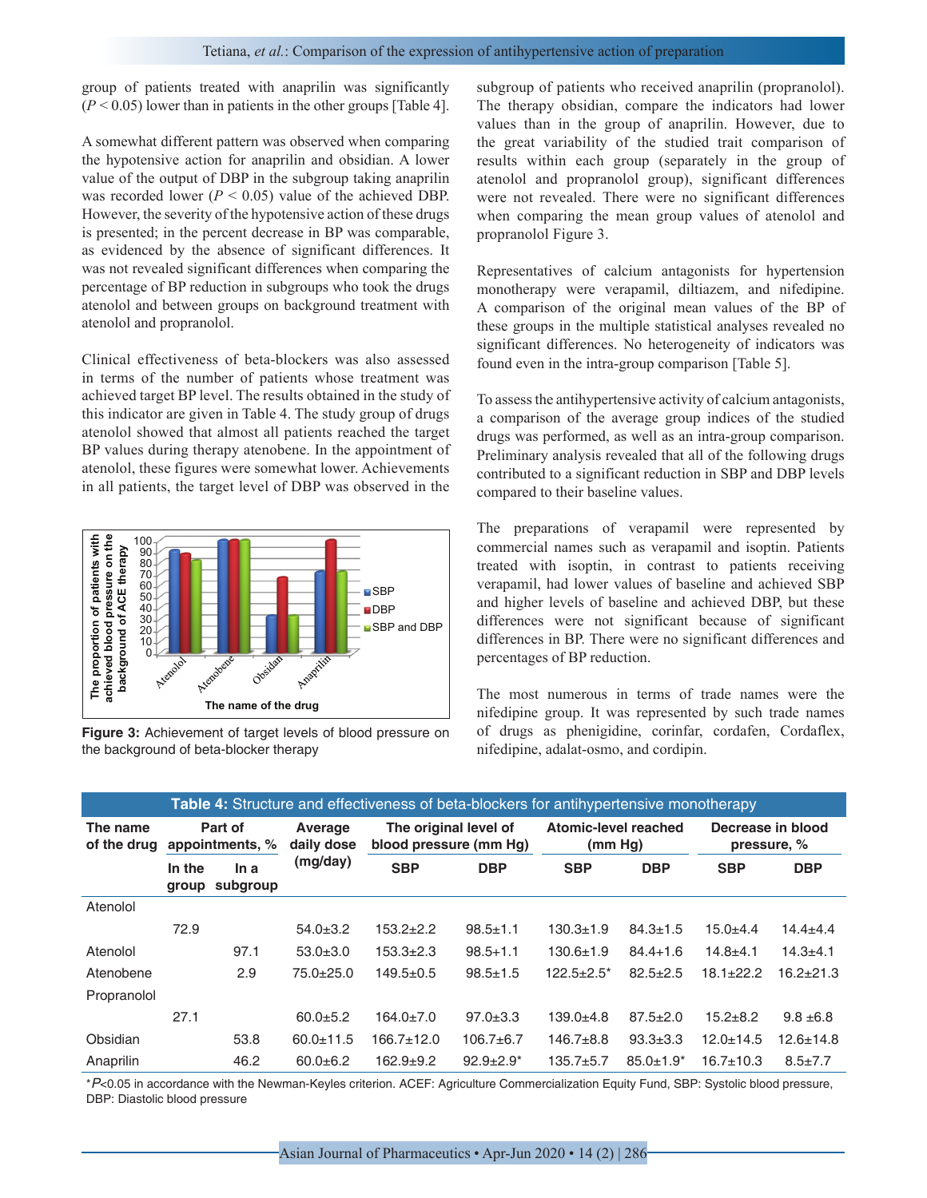group of patients treated with anaprilin was significantly ($P < 0.05$) lower than in patients in the other groups [Table 4].

A somewhat different pattern was observed when comparing the hypotensive action for anaprilin and obsidian. A lower value of the output of DBP in the subgroup taking anaprilin was recorded lower ($P < 0.05$) value of the achieved DBP. However, the severity of the hypotensive action of these drugs is presented; in the percent decrease in BP was comparable, as evidenced by the absence of significant differences. It was not revealed significant differences when comparing the percentage of BP reduction in subgroups who took the drugs atenolol and between groups on background treatment with atenolol and propranolol.

Clinical effectiveness of beta-blockers was also assessed in terms of the number of patients whose treatment was achieved target BP level. The results obtained in the study of this indicator are given in Table 4. The study group of drugs atenolol showed that almost all patients reached the target BP values during therapy atenobene. In the appointment of atenolol, these figures were somewhat lower. Achievements in all patients, the target level of DBP was observed in the subgroup of patients who received anaprilin (propranolol). The therapy obsidian, compare the indicators had lower values than in the group of anaprilin. However, due to the great variability of the studied trait comparison of results within each group (separately in the group of atenolol and propranolol group), significant differences were not revealed. There were no significant differences when comparing the mean group values of atenolol and propranolol Figure 3.

Figure 3: Achievement of target levels of blood pressure on the background of beta-blocker therapy

Representatives of calcium antagonists for hypertension monotherapy were verapamil, diltiazem, and nifedipine. A comparison of the original mean values of the BP of these groups in the multiple statistical analyses revealed no significant differences. No heterogeneity of indicators was found even in the intra-group comparison [Table 5].

To assess the antihypertensive activity of calcium antagonists, a comparison of the average group indices of the studied drugs was performed, as well as an intra-group comparison. Preliminary analysis revealed that all of the following drugs contributed to a significant reduction in SBP and DBP levels compared to their baseline values.

The preparations of verapamil were represented by commercial names such as verapamil and isoptin. Patients treated with isoptin, in contrast to patients receiving verapamil, had lower values of baseline and achieved SBP and higher levels of baseline and achieved DBP, but these differences were not significant because of significant differences in BP. There were no significant differences and percentages of BP reduction.

The most numerous in terms of trade names were the nifedipine group. It was represented by such trade names of drugs as phenigidine, corinfar, cordafen, Cordaflex, nifedipine, adalat-osmo, and cordipin.

**Table 4:** Structure and effectiveness of beta-blockers for antihypertensive monotherapy

| The name of the drug | Part of appointments, % | | Average daily dose (mg/day) | The original level of blood pressure (mm Hg) | | Atomic-level reached (mm Hg) | | Decrease in blood pressure, % | |
|---|---|---|---|---|---|---|---|---|---|
| | In the group | In a subgroup | | SBP | DBP | SBP | DBP | SBP | DBP |
| Atenolol | | | | | | | | | |
| | 72.9 | | 54.0±3.2 | 153.2±2.2 | 98.5±1.1 | 130.3±1.9 | 84.3±1.5 | 15.0±4.4 | 14.4±4.4 |
| Atenolol | | 97.1 | 53.0±3.0 | 153.3±2.3 | 98.5+1.1 | 130.6±1.9 | 84.4+1.6 | 14.8±4.1 | 14.3±4.1 |
| Atenobene | | 2.9 | 75.0±25.0 | 149.5±0.5 | 98.5±1.5 | 122.5±2.5* | 82.5±2.5 | 18.1±22.2 | 16.2±21.3 |
| Propranolol | | | | | | | | | |
| | 27.1 | | 60.0±5.2 | 164.0±7.0 | 97.0±3.3 | 139.0±4.8 | 87.5±2.0 | 15.2±8.2 | 9.8 ±6.8 |
| Obsidian | | 53.8 | 60.0±11.5 | 166.7±12.0 | 106.7±6.7 | 146.7±8.8 | 93.3±3.3 | 12.0±14.5 | 12.6±14.8 |
| Anaprilin | | 46.2 | 60.0±6.2 | 162.9±9.2 | 92.9±2.9* | 135.7±5.7 | 85.0±1.9* | 16.7±10.3 | 8.5±7.7 |

*$P<0.05$ in accordance with the Newman-Keyles criterion. ACEF: Agriculture Commercialization Equity Fund, SBP: Systolic blood pressure, DBP: Diastolic blood pressure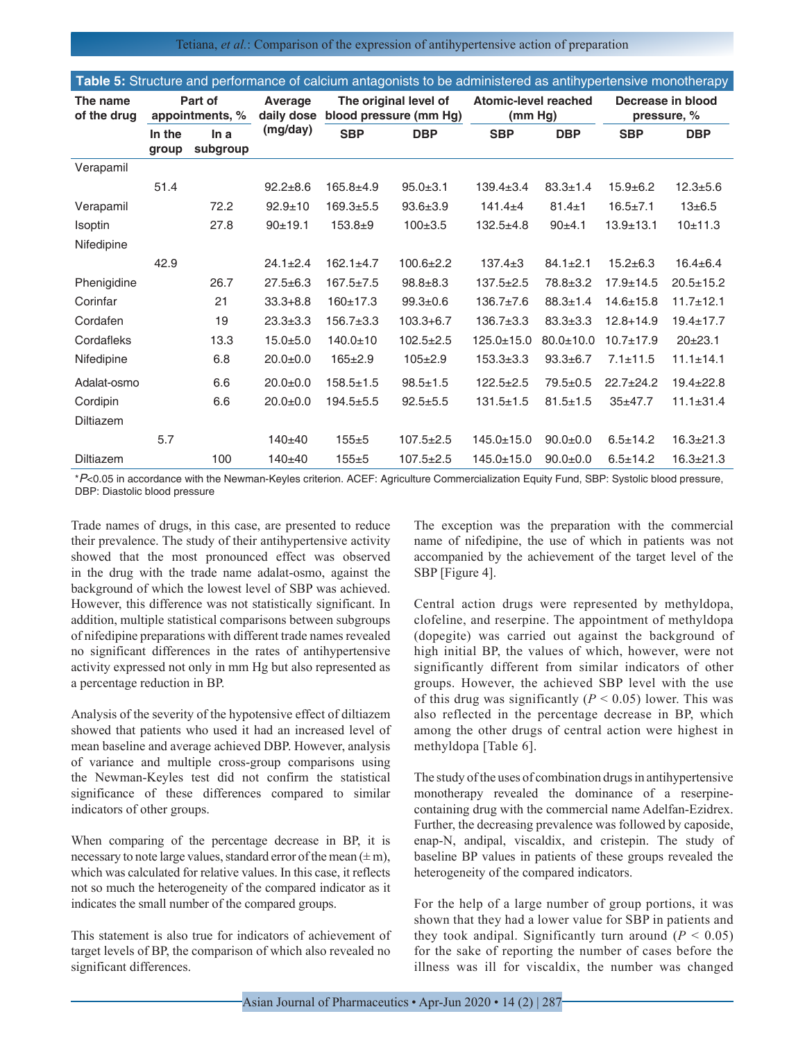**Table 5:** Structure and performance of calcium antagonists to be administered as antihypertensive monotherapy

| The name of the drug | Part of appointments, % | | Average daily dose (mg/day) | The original level of blood pressure (mm Hg) | | Atomic-level reached (mm Hg) | | Decrease in blood pressure, % | |
|---|---|---|---|---|---|---|---|---|---|
| | In the group | In a subgroup | | SBP | DBP | SBP | DBP | SBP | DBP |
| Verapamil | | | | | | | | | |
| | 51.4 | | 92.2±8.6 | 165.8±4.9 | 95.0±3.1 | 139.4±3.4 | 83.3±1.4 | 15.9±6.2 | 12.3±5.6 |
| Verapamil | | 72.2 | 92.9±10 | 169.3±5.5 | 93.6±3.9 | 141.4±4 | 81.4±1 | 16.5±7.1 | 13±6.5 |
| Isoptin | | 27.8 | 90±19.1 | 153.8±9 | 100±3.5 | 132.5±4.8 | 90±4.1 | 13.9±13.1 | 10±11.3 |
| Nifedipine | | | | | | | | | |
| | 42.9 | | 24.1±2.4 | 162.1±4.7 | 100.6±2.2 | 137.4±3 | 84.1±2.1 | 15.2±6.3 | 16.4±6.4 |
| Phenigidine | | 26.7 | 27.5±6.3 | 167.5±7.5 | 98.8±8.3 | 137.5±2.5 | 78.8±3.2 | 17.9±14.5 | 20.5±15.2 |
| Corinfar | | 21 | 33.3+8.8 | 160±17.3 | 99.3±0.6 | 136.7±7.6 | 88.3±1.4 | 14.6±15.8 | 11.7±12.1 |
| Cordafen | | 19 | 23.3±3.3 | 156.7±3.3 | 103.3+6.7 | 136.7±3.3 | 83.3±3.3 | 12.8+14.9 | 19.4±17.7 |
| Cordafleks | | 13.3 | 15.0±5.0 | 140.0±10 | 102.5±2.5 | 125.0±15.0 | 80.0±10.0 | 10.7±17.9 | 20±23.1 |
| Nifedipine | | 6.8 | 20.0±0.0 | 165±2.9 | 105±2.9 | 153.3±3.3 | 93.3±6.7 | 7.1±11.5 | 11.1±14.1 |
| Adalat-osmo | | 6.6 | 20.0±0.0 | 158.5±1.5 | 98.5±1.5 | 122.5±2.5 | 79.5±0.5 | 22.7±24.2 | 19.4±22.8 |
| Cordipin | | 6.6 | 20.0±0.0 | 194.5±5.5 | 92.5±5.5 | 131.5±1.5 | 81.5±1.5 | 35±47.7 | 11.1±31.4 |
| Diltiazem | | | | | | | | | |
| | 5.7 | | 140±40 | 155±5 | 107.5±2.5 | 145.0±15.0 | 90.0±0.0 | 6.5±14.2 | 16.3±21.3 |
| Diltiazem | | 100 | 140±40 | 155±5 | 107.5±2.5 | 145.0±15.0 | 90.0±0.0 | 6.5±14.2 | 16.3±21.3 |

*$P$<0.05 in accordance with the Newman-Keyles criterion. ACEF: Agriculture Commercialization Equity Fund, SBP: Systolic blood pressure, DBP: Diastolic blood pressure

Trade names of drugs, in this case, are presented to reduce their prevalence. The study of their antihypertensive activity showed that the most pronounced effect was observed in the drug with the trade name adalat-osmo, against the background of which the lowest level of SBP was achieved. However, this difference was not statistically significant. In addition, multiple statistical comparisons between subgroups of nifedipine preparations with different trade names revealed no significant differences in the rates of antihypertensive activity expressed not only in mm Hg but also represented as a percentage reduction in BP.

Analysis of the severity of the hypotensive effect of diltiazem showed that patients who used it had an increased level of mean baseline and average achieved DBP. However, analysis of variance and multiple cross-group comparisons using the Newman-Keyles test did not confirm the statistical significance of these differences compared to similar indicators of other groups.

When comparing of the percentage decrease in BP, it is necessary to note large values, standard error of the mean (± m), which was calculated for relative values. In this case, it reflects not so much the heterogeneity of the compared indicator as it indicates the small number of the compared groups.

This statement is also true for indicators of achievement of target levels of BP, the comparison of which also revealed no significant differences.

The exception was the preparation with the commercial name of nifedipine, the use of which in patients was not accompanied by the achievement of the target level of the SBP [Figure 4].

Central action drugs were represented by methyldopa, clofeline, and reserpine. The appointment of methyldopa (dopegite) was carried out against the background of high initial BP, the values of which, however, were not significantly different from similar indicators of other groups. However, the achieved SBP level with the use of this drug was significantly ($P < 0.05$) lower. This was also reflected in the percentage decrease in BP, which among the other drugs of central action were highest in methyldopa [Table 6].

The study of the uses of combination drugs in antihypertensive monotherapy revealed the dominance of a reserpine-containing drug with the commercial name Adelfan-Ezidrex. Further, the decreasing prevalence was followed by caposide, enap-N, andipal, viscaldix, and cristepin. The study of baseline BP values in patients of these groups revealed the heterogeneity of the compared indicators.

For the help of a large number of group portions, it was shown that they had a lower value for SBP in patients and they took andipal. Significantly turn around ($P < 0.05$) for the sake of reporting the number of cases before the illness was ill for viscaldix, the number was changed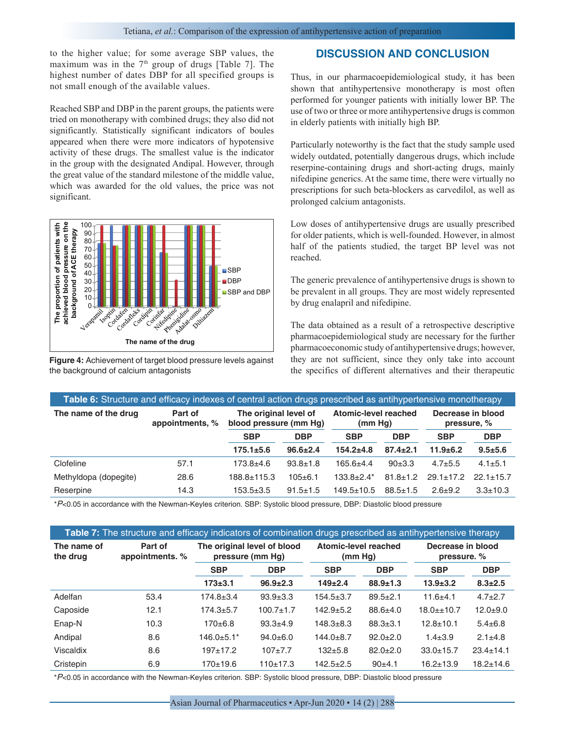to the higher value; for some average SBP values, the maximum was in the 7th group of drugs [Table 7]. The highest number of dates DBP for all specified groups is not small enough of the available values.

Reached SBP and DBP in the parent groups, the patients were tried on monotherapy with combined drugs; they also did not significantly. Statistically significant indicators of boules appeared when there were more indicators of hypotensive activity of these drugs. The smallest value is the indicator in the group with the designated Andipal. However, through the great value of the standard milestone of the middle value, which was awarded for the old values, the price was not significant.

**Figure 4:** Achievement of target blood pressure levels against the background of calcium antagonists

## DISCUSSION AND CONCLUSION

Thus, in our pharmacoepidemiological study, it has been shown that antihypertensive monotherapy is most often performed for younger patients with initially lower BP. The use of two or three or more antihypertensive drugs is common in elderly patients with initially high BP.

Particularly noteworthy is the fact that the study sample used widely outdated, potentially dangerous drugs, which include reserpine-containing drugs and short-acting drugs, mainly nifedipine generics. At the same time, there were virtually no prescriptions for such beta-blockers as carvedilol, as well as prolonged calcium antagonists.

Low doses of antihypertensive drugs are usually prescribed for older patients, which is well-founded. However, in almost half of the patients studied, the target BP level was not reached.

The generic prevalence of antihypertensive drugs is shown to be prevalent in all groups. They are most widely represented by drug enalapril and nifedipine.

The data obtained as a result of a retrospective descriptive pharmacoepidemiological study are necessary for the further pharmacoeconomic study of antihypertensive drugs; however, they are not sufficient, since they only take into account the specifics of different alternatives and their therapeutic

**Table 6:** Structure and efficacy indexes of central action drugs prescribed as antihypertensive monotherapy

| The name of the drug | Part of appointments, % | The original level of blood pressure (mm Hg) | | Atomic-level reached (mm Hg) | | Decrease in blood pressure, % | |
|---|---|---|---|---|---|---|---|
| | | SBP | DBP | SBP | DBP | SBP | DBP |
| | | **175.1±5.6** | **96.6±2.4** | **154.2±4.8** | **87.4±2.1** | **11.9±6.2** | **9.5±5.6** |
| Clofeline | 57.1 | 173.8±4.6 | 93.8±1.8 | 165.6±4.4 | 90±3.3 | 4.7±5.5 | 4.1±5.1 |
| Methyldopa (dopegite) | 28.6 | 188.8±115.3 | 105±6.1 | 133.8±2.4* | 81.8±1.2 | 29.1±17.2 | 22.1±15.7 |
| Reserpine | 14.3 | 153.5±3.5 | 91.5±1.5 | 149.5±10.5 | 88.5±1.5 | 2.6±9.2 | 3.3±10.3 |

*$P<0.05$ in accordance with the Newman-Keyles criterion. SBP: Systolic blood pressure, DBP: Diastolic blood pressure

**Table 7:** The structure and efficacy indicators of combination drugs prescribed as antihypertensive therapy

| The name of the drug | Part of appointments. % | The original level of blood pressure (mm Hg) | | Atomic-level reached (mm Hg) | | Decrease in blood pressure. % | |
|---|---|---|---|---|---|---|---|
| | | SBP | DBP | SBP | DBP | SBP | DBP |
| | | **173±3.1** | **96.9±2.3** | **149±2.4** | **88.9±1.3** | **13.9±3.2** | **8.3±2.5** |
| Adelfan | 53.4 | 174.8±3.4 | 93.9±3.3 | 154.5±3.7 | 89.5±2.1 | 11.6±4.1 | 4.7±2.7 |
| Caposide | 12.1 | 174.3±5.7 | 100.7±1.7 | 142.9±5.2 | 88.6±4.0 | 18.0±±10.7 | 12.0±9.0 |
| Enap-N | 10.3 | 170±6.8 | 93.3±4.9 | 148.3±8.3 | 88.3±3.1 | 12.8±10.1 | 5.4±6.8 |
| Andipal | 8.6 | 146.0±5.1* | 94.0±6.0 | 144.0±8.7 | 92.0±2.0 | 1.4±3.9 | 2.1±4.8 |
| Viscaldix | 8.6 | 197±17.2 | 107±7.7 | 132±5.8 | 82.0±2.0 | 33.0±15.7 | 23.4±14.1 |
| Cristepin | 6.9 | 170±19.6 | 110±17.3 | 142.5±2.5 | 90±4.1 | 16.2±13.9 | 18.2±14.6 |

*$P<0.05$ in accordance with the Newman-Keyles criterion. SBP: Systolic blood pressure, DBP: Diastolic blood pressure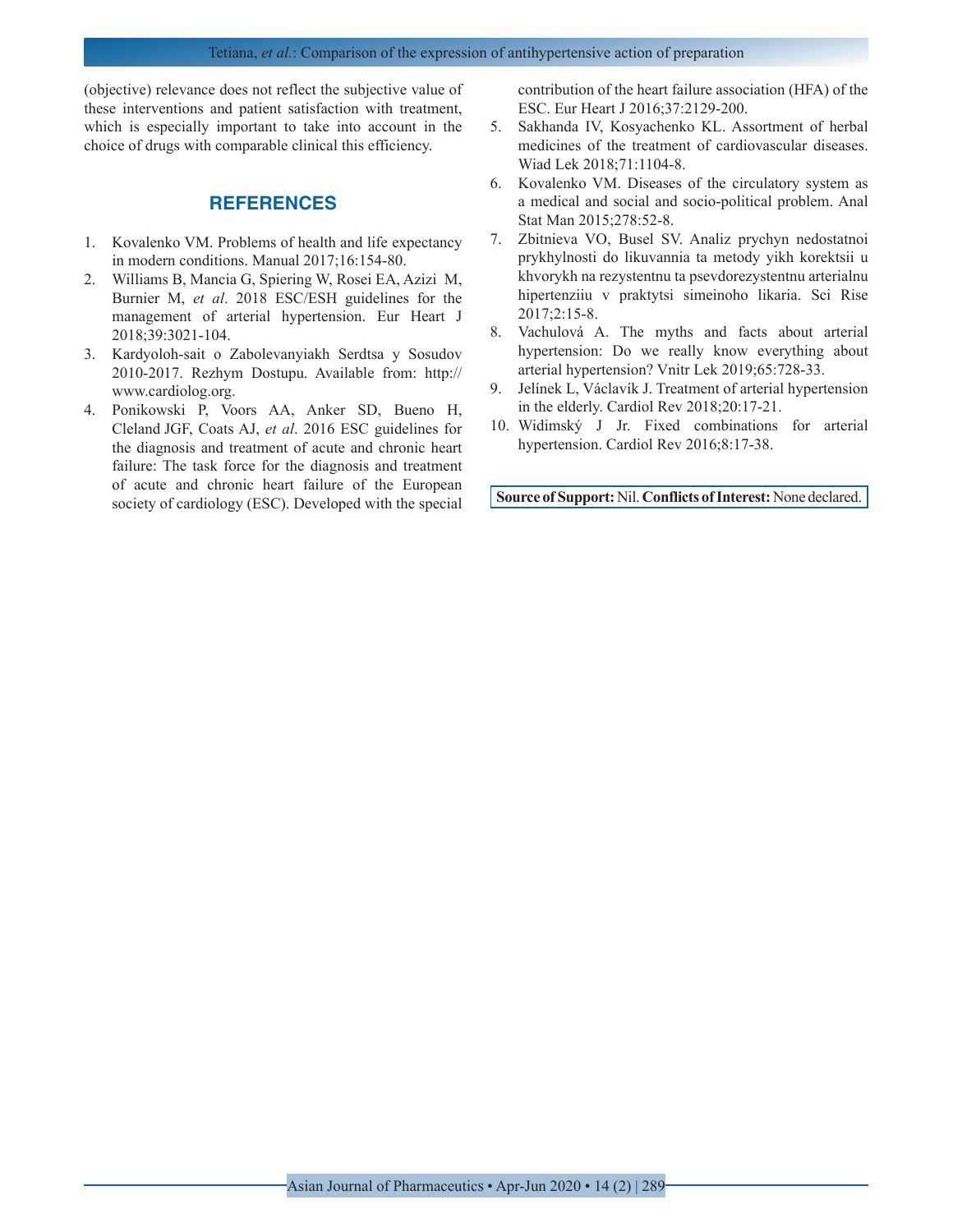(objective) relevance does not reflect the subjective value of these interventions and patient satisfaction with treatment, which is especially important to take into account in the choice of drugs with comparable clinical this efficiency.

## REFERENCES

1. Kovalenko VM. Problems of health and life expectancy in modern conditions. Manual 2017;16:154-80.
2. Williams B, Mancia G, Spiering W, Rosei EA, Azizi M, Burnier M, *et al*. 2018 ESC/ESH guidelines for the management of arterial hypertension. Eur Heart J 2018;39:3021-104.
3. Kardyoloh-sait o Zabolevanyiakh Serdtsa y Sosudov 2010-2017. Rezhym Dostupu. Available from: http://www.cardiolog.org.
4. Ponikowski P, Voors AA, Anker SD, Bueno H, Cleland JGF, Coats AJ, *et al*. 2016 ESC guidelines for the diagnosis and treatment of acute and chronic heart failure: The task force for the diagnosis and treatment of acute and chronic heart failure of the European society of cardiology (ESC). Developed with the special contribution of the heart failure association (HFA) of the ESC. Eur Heart J 2016;37:2129-200.
5. Sakhanda IV, Kosyachenko KL. Assortment of herbal medicines of the treatment of cardiovascular diseases. Wiad Lek 2018;71:1104-8.
6. Kovalenko VM. Diseases of the circulatory system as a medical and social and socio-political problem. Anal Stat Man 2015;278:52-8.
7. Zbitnieva VO, Busel SV. Analiz prychyn nedostatnoi prykhylnosti do likuvannia ta metody yikh korektsii u khvorykh na rezystentnu ta psevdorezystentnu arterialnu hipertenziiu v praktytsi simeinoho likaria. Sci Rise 2017;2:15-8.
8. Vachulová A. The myths and facts about arterial hypertension: Do we really know everything about arterial hypertension? Vnitr Lek 2019;65:728-33.
9. Jelínek L, Václavík J. Treatment of arterial hypertension in the elderly. Cardiol Rev 2018;20:17-21.
10. Widimský J Jr. Fixed combinations for arterial hypertension. Cardiol Rev 2016;8:17-38.

**Source of Support:** Nil. **Conflicts of Interest:** None declared.